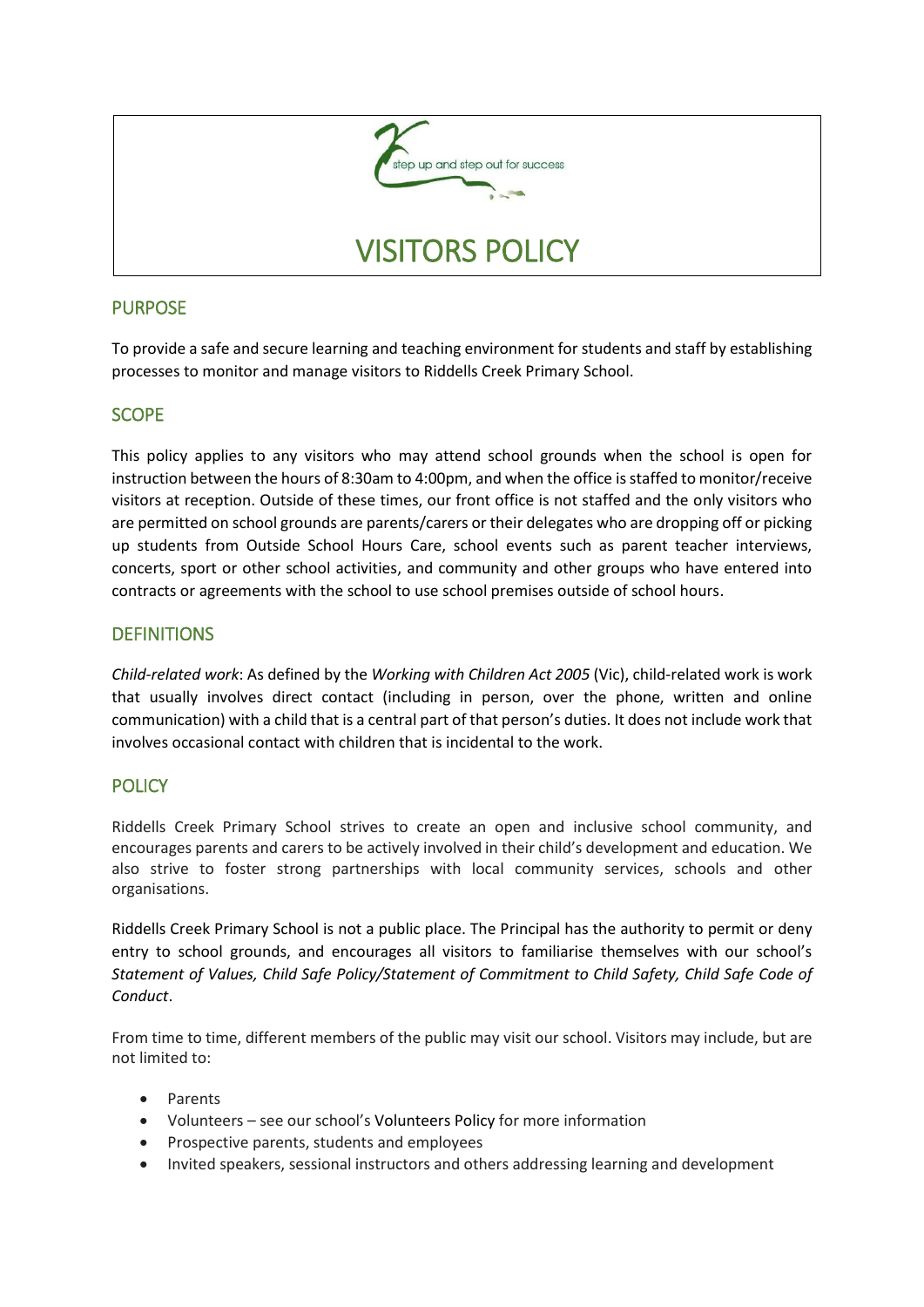step up and step out for success

# VISITORS POLICY

## PURPOSE

To provide a safe and secure learning and teaching environment for students and staff by establishing processes to monitor and manage visitors to Riddells Creek Primary School.

## SCOPE

This policy applies to any visitors who may attend school grounds when the school is open for instruction between the hours of 8:30am to 4:00pm, and when the office is staffed to monitor/receive visitors at reception. Outside of these times, our front office is not staffed and the only visitors who are permitted on school grounds are parents/carers or their delegates who are dropping off or picking up students from Outside School Hours Care, school events such as parent teacher interviews, concerts, sport or other school activities, and community and other groups who have entered into contracts or agreements with the school to use school premises outside of school hours.

## DEFINITIONS

*Child-related work*: As defined by the *Working with Children Act 2005* (Vic), child-related work is work that usually involves direct contact (including in person, over the phone, written and online communication) with a child that is a central part of that person's duties. It does not include work that involves occasional contact with children that is incidental to the work.

## POLICY

Riddells Creek Primary School strives to create an open and inclusive school community, and encourages parents and carers to be actively involved in their child's development and education. We also strive to foster strong partnerships with local community services, schools and other organisations.

Riddells Creek Primary School is not a public place. The Principal has the authority to permit or deny entry to school grounds, and encourages all visitors to familiarise themselves with our school's *Statement of Values, Child Safe Policy/Statement of Commitment to Child Safety, Child Safe Code of Conduct*.

From time to time, different members of the public may visit our school. Visitors may include, but are not limited to:

- Parents
- Volunteers – see our school's Volunteers Policy for more information
- Prospective parents, students and employees
- Invited speakers, sessional instructors and others addressing learning and development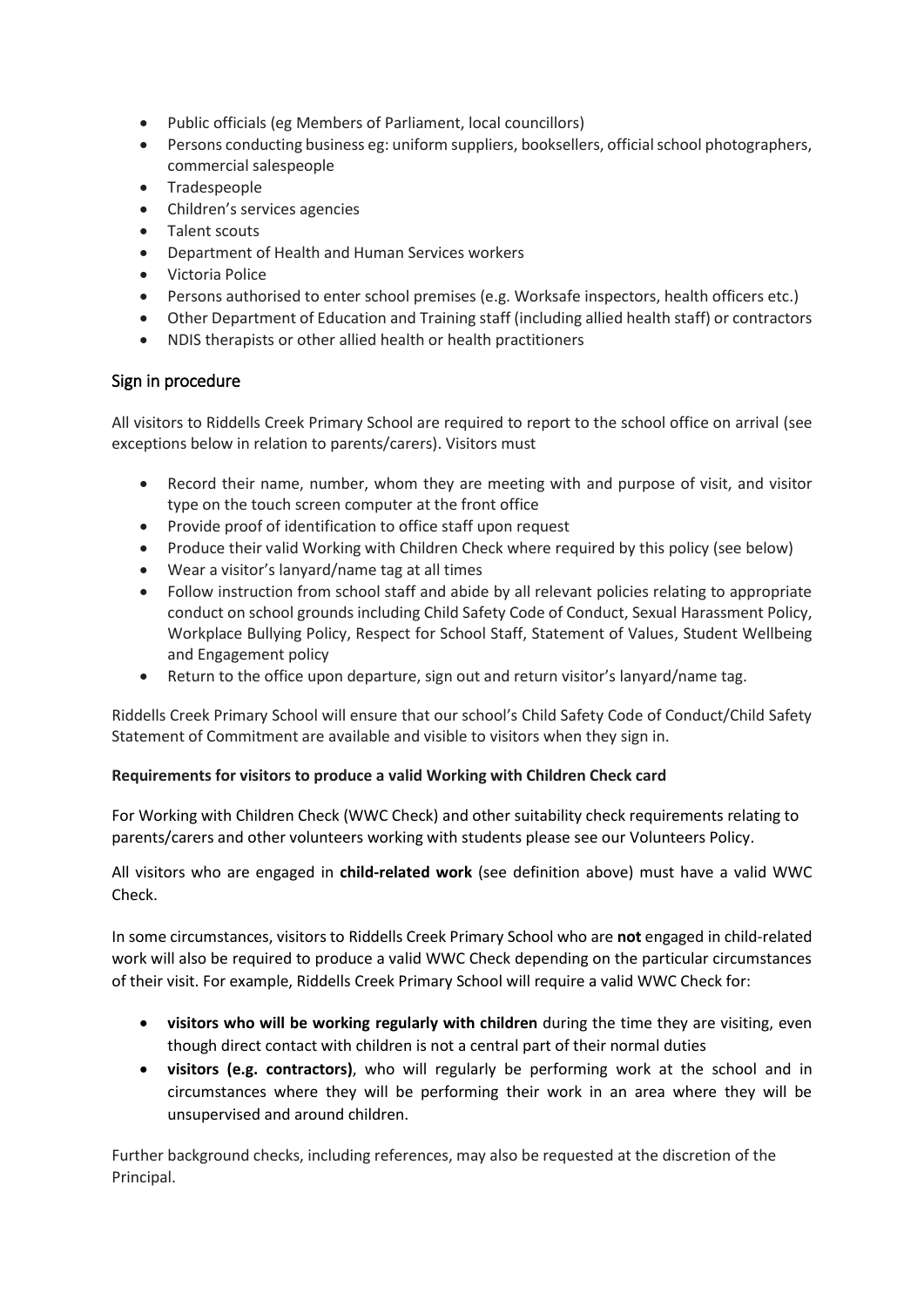- Public officials (eg Members of Parliament, local councillors)
- Persons conducting business eg: uniform suppliers, booksellers, official school photographers, commercial salespeople
- Tradespeople
- Children's services agencies
- Talent scouts
- Department of Health and Human Services workers
- Victoria Police
- Persons authorised to enter school premises (e.g. Worksafe inspectors, health officers etc.)
- Other Department of Education and Training staff (including allied health staff) or contractors
- NDIS therapists or other allied health or health practitioners

## Sign in procedure

All visitors to Riddells Creek Primary School are required to report to the school office on arrival (see exceptions below in relation to parents/carers). Visitors must

- Record their name, number, whom they are meeting with and purpose of visit, and visitor type on the touch screen computer at the front office
- Provide proof of identification to office staff upon request
- Produce their valid Working with Children Check where required by this policy (see below)
- Wear a visitor's lanyard/name tag at all times
- Follow instruction from school staff and abide by all relevant policies relating to appropriate conduct on school grounds including Child Safety Code of Conduct, Sexual Harassment Policy, Workplace Bullying Policy, Respect for School Staff, Statement of Values, Student Wellbeing and Engagement policy
- Return to the office upon departure, sign out and return visitor's lanyard/name tag.

Riddells Creek Primary School will ensure that our school's Child Safety Code of Conduct/Child Safety Statement of Commitment are available and visible to visitors when they sign in.

**Requirements for visitors to produce a valid Working with Children Check card**

For Working with Children Check (WWC Check) and other suitability check requirements relating to parents/carers and other volunteers working with students please see our Volunteers Policy.

All visitors who are engaged in **child-related work** (see definition above) must have a valid WWC Check.

In some circumstances, visitors to Riddells Creek Primary School who are **not** engaged in child-related work will also be required to produce a valid WWC Check depending on the particular circumstances of their visit. For example, Riddells Creek Primary School will require a valid WWC Check for:

- **visitors who will be working regularly with children** during the time they are visiting, even though direct contact with children is not a central part of their normal duties
- **visitors (e.g. contractors)**, who will regularly be performing work at the school and in circumstances where they will be performing their work in an area where they will be unsupervised and around children.

Further background checks, including references, may also be requested at the discretion of the Principal.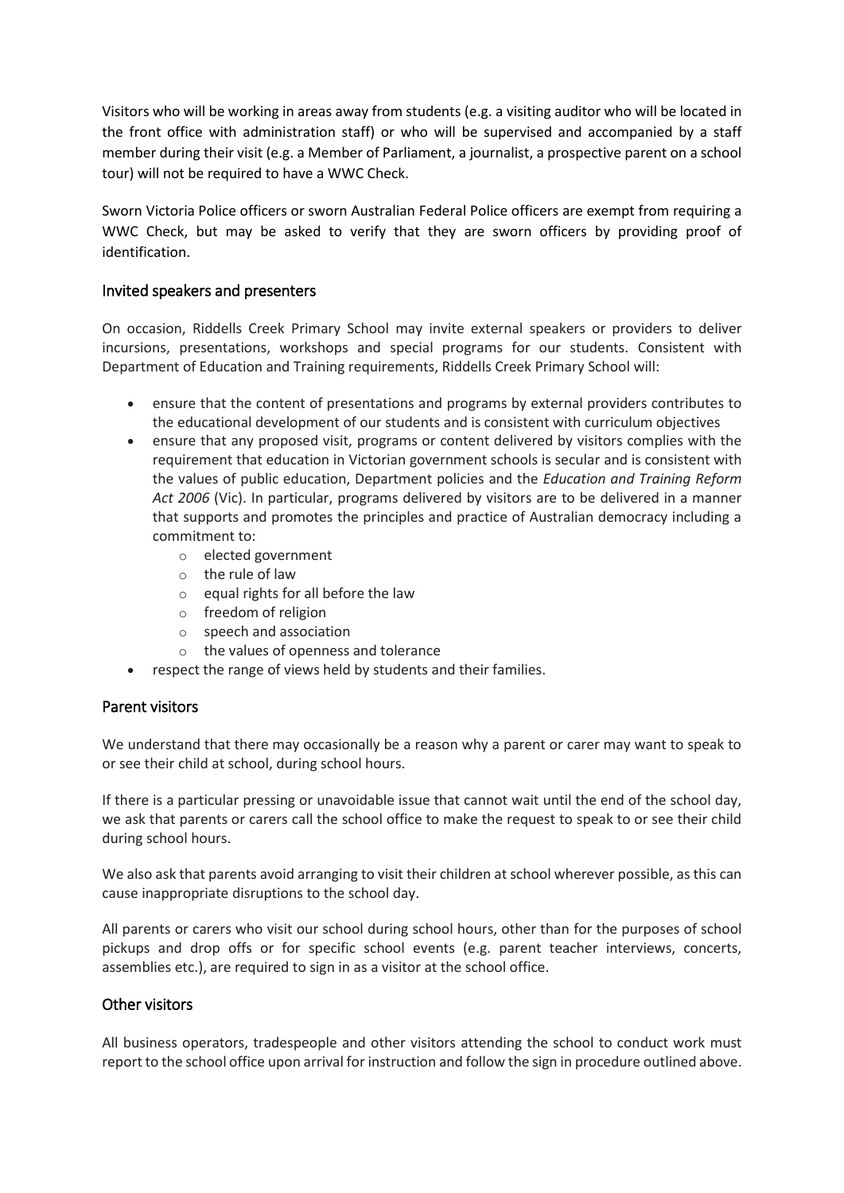Visitors who will be working in areas away from students (e.g. a visiting auditor who will be located in the front office with administration staff) or who will be supervised and accompanied by a staff member during their visit (e.g. a Member of Parliament, a journalist, a prospective parent on a school tour) will not be required to have a WWC Check.

Sworn Victoria Police officers or sworn Australian Federal Police officers are exempt from requiring a WWC Check, but may be asked to verify that they are sworn officers by providing proof of identification.

## Invited speakers and presenters

On occasion, Riddells Creek Primary School may invite external speakers or providers to deliver incursions, presentations, workshops and special programs for our students. Consistent with Department of Education and Training requirements, Riddells Creek Primary School will:

- ensure that the content of presentations and programs by external providers contributes to the educational development of our students and is consistent with curriculum objectives
- ensure that any proposed visit, programs or content delivered by visitors complies with the requirement that education in Victorian government schools is secular and is consistent with the values of public education, Department policies and the *Education and Training Reform Act 2006* (Vic). In particular, programs delivered by visitors are to be delivered in a manner that supports and promotes the principles and practice of Australian democracy including a commitment to:
  - elected government
  - the rule of law
  - equal rights for all before the law
  - freedom of religion
  - speech and association
  - the values of openness and tolerance
- respect the range of views held by students and their families.

## Parent visitors

We understand that there may occasionally be a reason why a parent or carer may want to speak to or see their child at school, during school hours.

If there is a particular pressing or unavoidable issue that cannot wait until the end of the school day, we ask that parents or carers call the school office to make the request to speak to or see their child during school hours.

We also ask that parents avoid arranging to visit their children at school wherever possible, as this can cause inappropriate disruptions to the school day.

All parents or carers who visit our school during school hours, other than for the purposes of school pickups and drop offs or for specific school events (e.g. parent teacher interviews, concerts, assemblies etc.), are required to sign in as a visitor at the school office.

## Other visitors

All business operators, tradespeople and other visitors attending the school to conduct work must report to the school office upon arrival for instruction and follow the sign in procedure outlined above.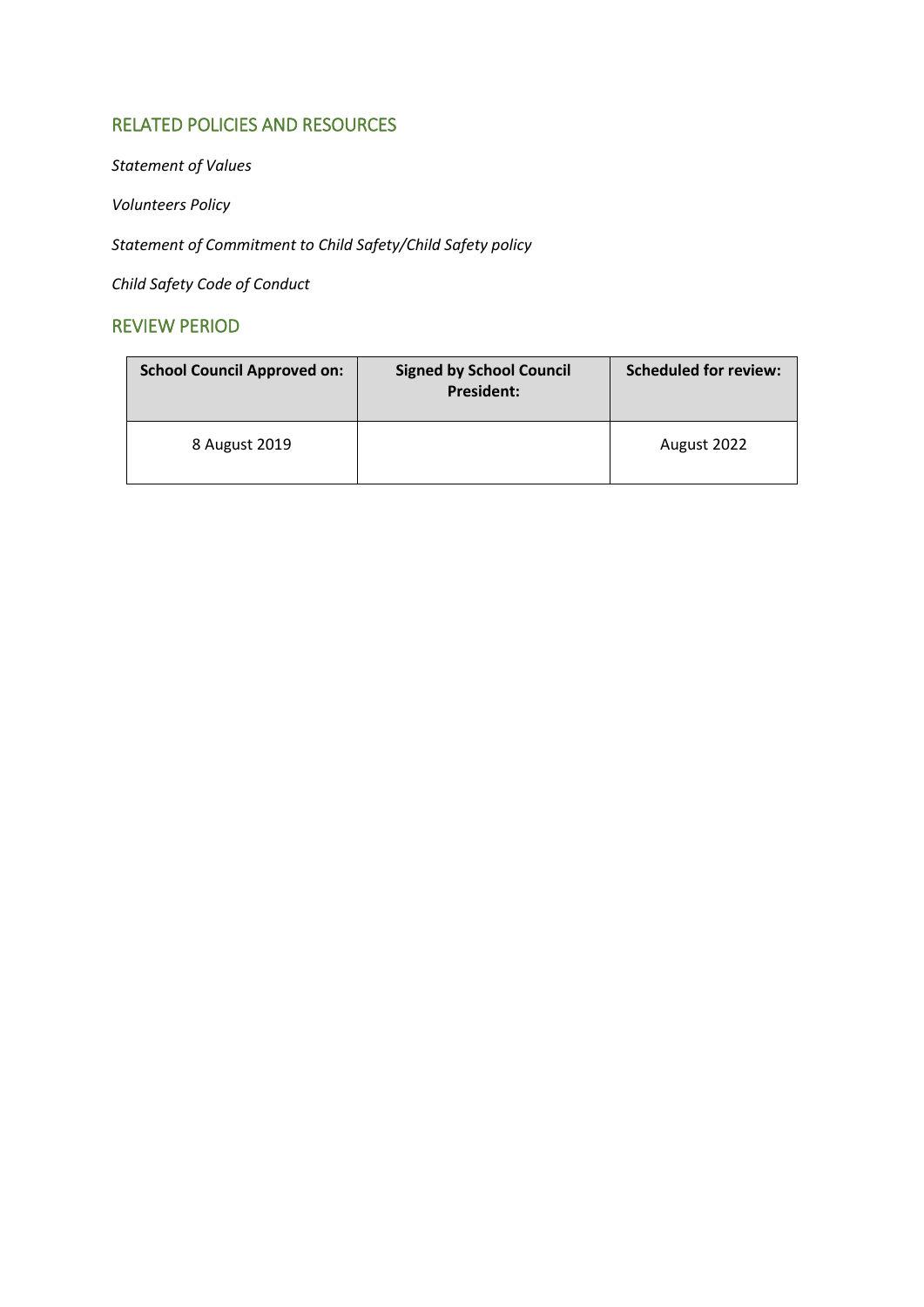## RELATED POLICIES AND RESOURCES

*Statement of Values*

*Volunteers Policy*

*Statement of Commitment to Child Safety/Child Safety policy*

*Child Safety Code of Conduct*

## REVIEW PERIOD

| School Council Approved on: | Signed by School Council President: | Scheduled for review: |
|---|---|---|
| 8 August 2019 | | August 2022 |